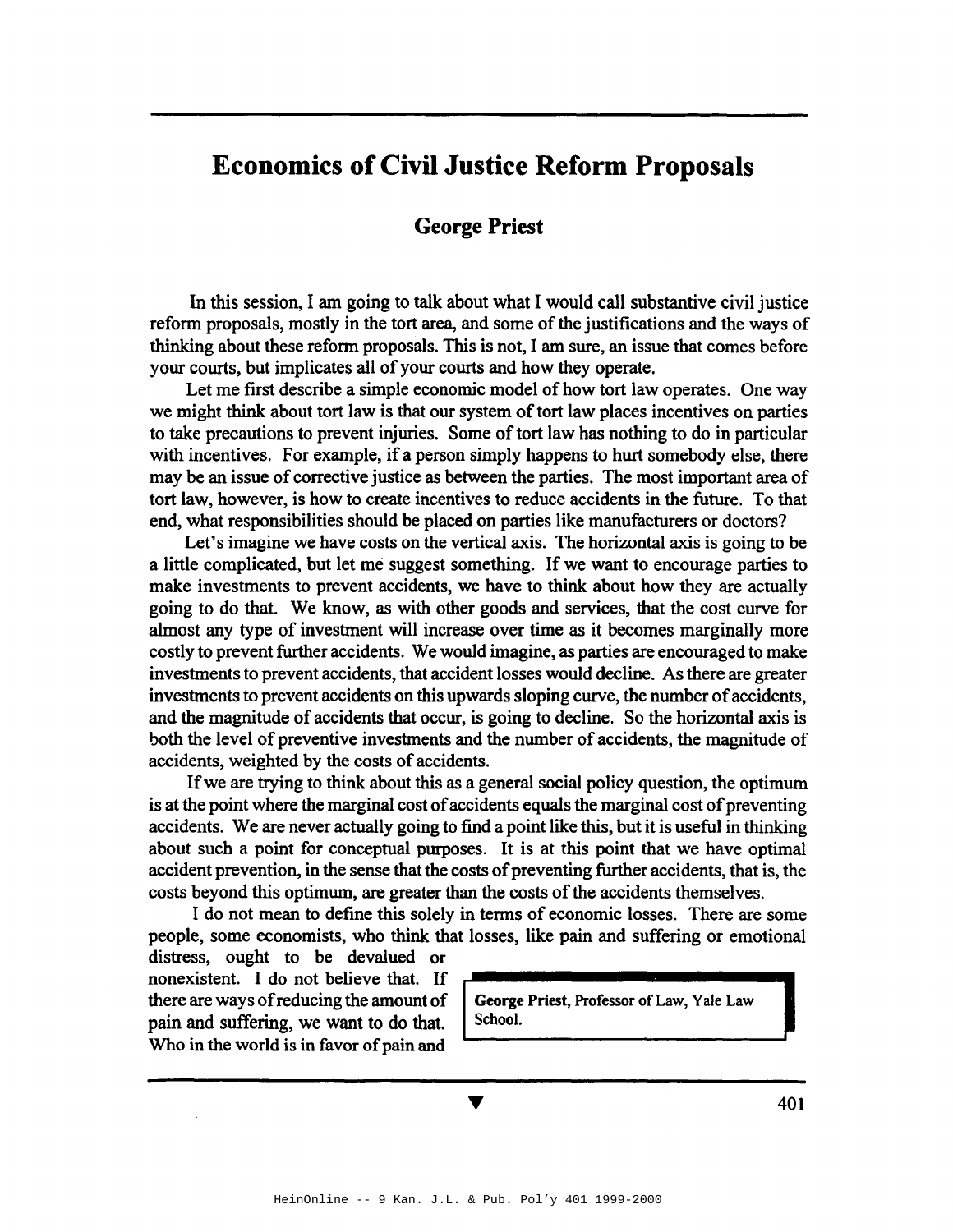# Economics of Civil Justice Reform Proposals

## George Priest

In this session, I am going to talk about what I would call substantive civil justice reform proposals, mostly in the tort area, and some of the justifications and the ways of thinking about these reform proposals. This is not, I am sure, an issue that comes before your courts, but implicates all of your courts and how they operate.

Let me first describe a simple economic model of how tort law operates. One way we might think about tort law is that our system of tort law places incentives on parties to take precautions to prevent injuries. Some of tort law has nothing to do in particular with incentives. For example, if a person simply happens to hurt somebody else, there may be an issue of corrective justice as between the parties. The most important area of tort law, however, is how to create incentives to reduce accidents in the future. To that end, what responsibilities should be placed on parties like manufacturers or doctors?

Let's imagine we have costs on the vertical axis. The horizontal axis is going to be a little complicated, but let me suggest something. If we want to encourage parties to make investments to prevent accidents, we have to think about how they are actually going to do that. We know, as with other goods and services, that the cost curve for almost any type of investment will increase over time as it becomes marginally more costly to prevent further accidents. We would imagine, as parties are encouraged to make investments to prevent accidents, that accident losses would decline. As there are greater investments to prevent accidents on this upwards sloping curve, the number of accidents, and the magnitude of accidents that occur, is going to decline. So the horizontal axis is both the level of preventive investments and the number of accidents, the magnitude of accidents, weighted by the costs of accidents.

If we are trying to think about this as a general social policy question, the optimum is at the point where the marginal cost of accidents equals the marginal cost of preventing accidents. We are never actually going to find a point like this, but it is useful in thinking about such a point for conceptual purposes. It is at this point that we have optimal accident prevention, in the sense that the costs of preventing further accidents, that is, the costs beyond this optimum, are greater than the costs of the accidents themselves.

I do not mean to define this solely in terms of economic losses. There are some people, some economists, who think that losses, like pain and suffering or emotional distress, ought to be devalued or nonexistent. I do not believe that. If there are ways of reducing the amount of pain and suffering, we want to do that. Who in the world is in favor of pain and

**George Priest,** Professor of Law, Yale Law School.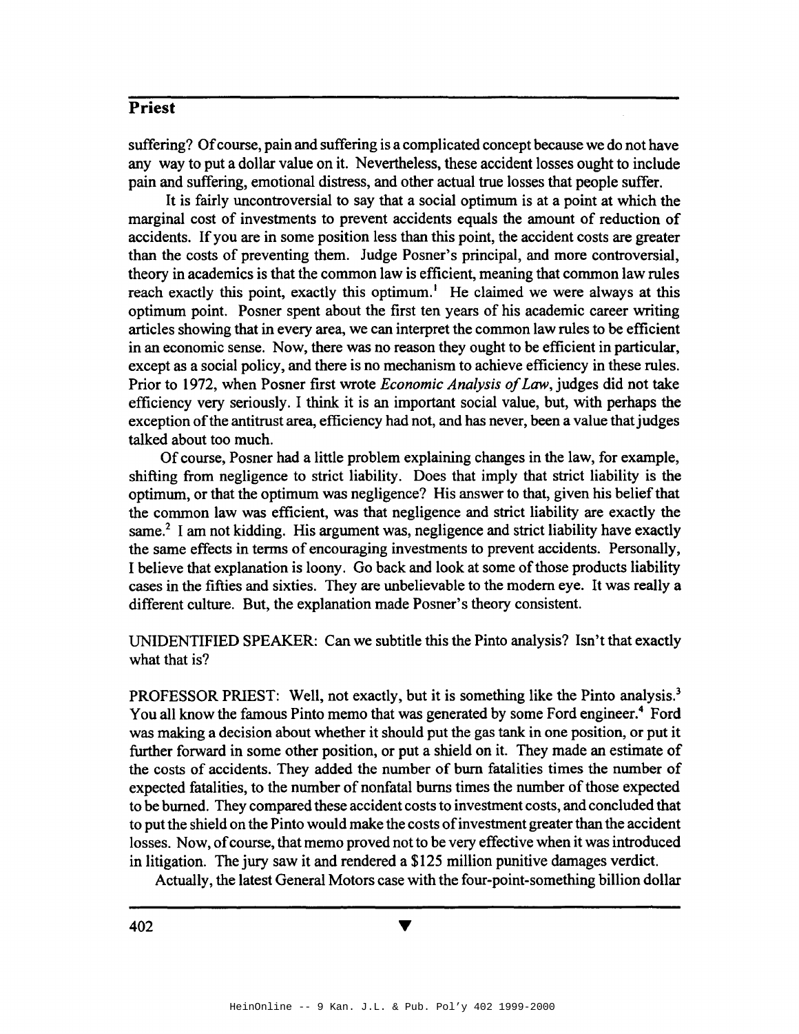suffering? Of course, pain and suffering is a complicated concept because we do not have any way to put a dollar value on it. Nevertheless, these accident losses ought to include pain and suffering, emotional distress, and other actual true losses that people suffer.

It is fairly uncontroversial to say that a social optimum is at a point at which the marginal cost of investments to prevent accidents equals the amount of reduction of accidents. If you are in some position less than this point, the accident costs are greater than the costs of preventing them. Judge Posner's principal, and more controversial, theory in academics is that the common law is efficient, meaning that common law rules reach exactly this point, exactly this optimum.[1] He claimed we were always at this optimum point. Posner spent about the first ten years of his academic career writing articles showing that in every area, we can interpret the common law rules to be efficient in an economic sense. Now, there was no reason they ought to be efficient in particular, except as a social policy, and there is no mechanism to achieve efficiency in these rules. Prior to 1972, when Posner first wrote *Economic Analysis of Law*, judges did not take efficiency very seriously. I think it is an important social value, but, with perhaps the exception of the antitrust area, efficiency had not, and has never, been a value that judges talked about too much.

Of course, Posner had a little problem explaining changes in the law, for example, shifting from negligence to strict liability. Does that imply that strict liability is the optimum, or that the optimum was negligence? His answer to that, given his belief that the common law was efficient, was that negligence and strict liability are exactly the same.[2] I am not kidding. His argument was, negligence and strict liability have exactly the same effects in terms of encouraging investments to prevent accidents. Personally, I believe that explanation is loony. Go back and look at some of those products liability cases in the fifties and sixties. They are unbelievable to the modern eye. It was really a different culture. But, the explanation made Posner's theory consistent.

UNIDENTIFIED SPEAKER: Can we subtitle this the Pinto analysis? Isn't that exactly what that is?

PROFESSOR PRIEST: Well, not exactly, but it is something like the Pinto analysis.[3] You all know the famous Pinto memo that was generated by some Ford engineer.[4] Ford was making a decision about whether it should put the gas tank in one position, or put it further forward in some other position, or put a shield on it. They made an estimate of the costs of accidents. They added the number of burn fatalities times the number of expected fatalities, to the number of nonfatal burns times the number of those expected to be burned. They compared these accident costs to investment costs, and concluded that to put the shield on the Pinto would make the costs of investment greater than the accident losses. Now, of course, that memo proved not to be very effective when it was introduced in litigation. The jury saw it and rendered a $125 million punitive damages verdict.

Actually, the latest General Motors case with the four-point-something billion dollar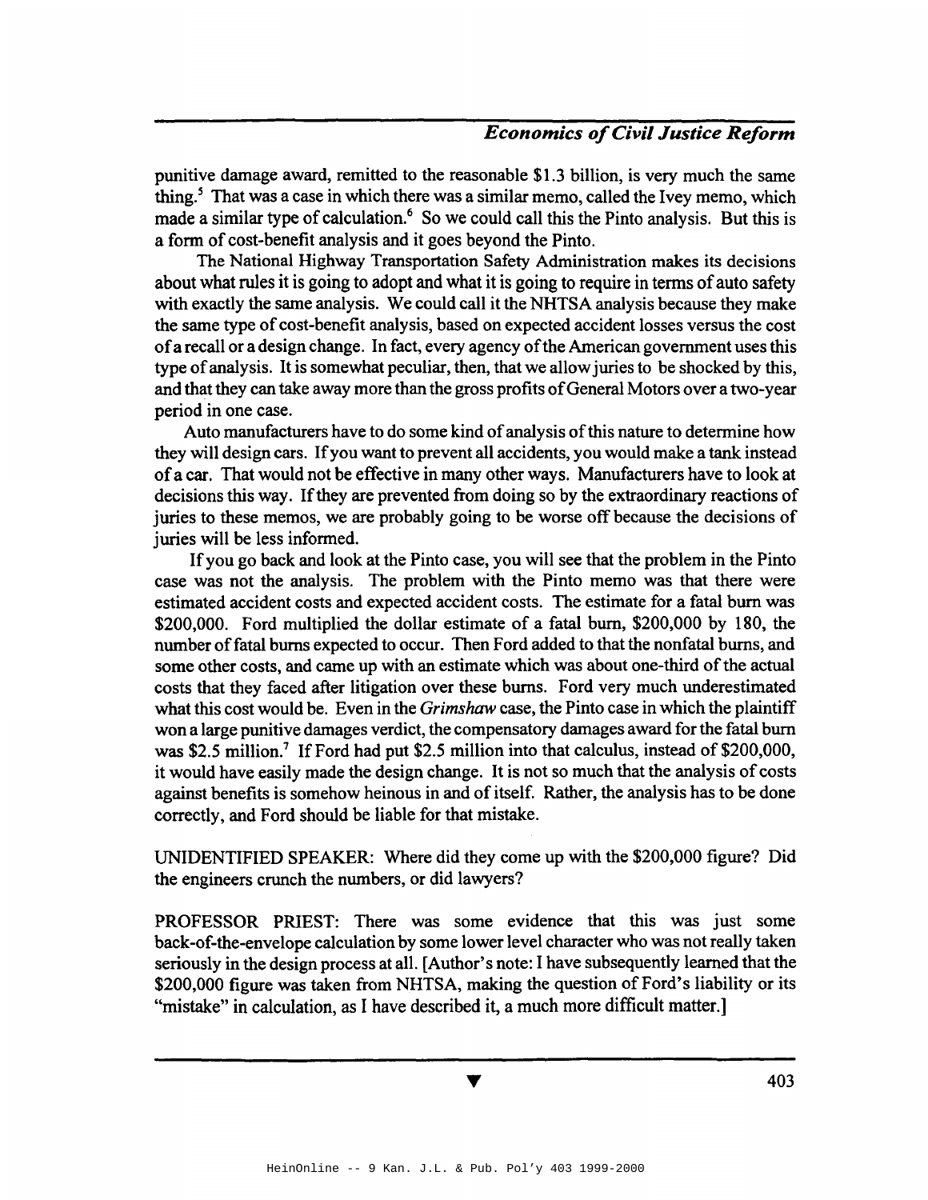punitive damage award, remitted to the reasonable $1.3 billion, is very much the same thing.[5] That was a case in which there was a similar memo, called the Ivey memo, which made a similar type of calculation.[6] So we could call this the Pinto analysis. But this is a form of cost-benefit analysis and it goes beyond the Pinto.

The National Highway Transportation Safety Administration makes its decisions about what rules it is going to adopt and what it is going to require in terms of auto safety with exactly the same analysis. We could call it the NHTSA analysis because they make the same type of cost-benefit analysis, based on expected accident losses versus the cost of a recall or a design change. In fact, every agency of the American government uses this type of analysis. It is somewhat peculiar, then, that we allow juries to be shocked by this, and that they can take away more than the gross profits of General Motors over a two-year period in one case.

Auto manufacturers have to do some kind of analysis of this nature to determine how they will design cars. If you want to prevent all accidents, you would make a tank instead of a car. That would not be effective in many other ways. Manufacturers have to look at decisions this way. If they are prevented from doing so by the extraordinary reactions of juries to these memos, we are probably going to be worse off because the decisions of juries will be less informed.

If you go back and look at the Pinto case, you will see that the problem in the Pinto case was not the analysis. The problem with the Pinto memo was that there were estimated accident costs and expected accident costs. The estimate for a fatal burn was $200,000. Ford multiplied the dollar estimate of a fatal burn, $200,000 by 180, the number of fatal burns expected to occur. Then Ford added to that the nonfatal burns, and some other costs, and came up with an estimate which was about one-third of the actual costs that they faced after litigation over these burns. Ford very much underestimated what this cost would be. Even in the *Grimshaw* case, the Pinto case in which the plaintiff won a large punitive damages verdict, the compensatory damages award for the fatal burn was $2.5 million.[7] If Ford had put $2.5 million into that calculus, instead of $200,000, it would have easily made the design change. It is not so much that the analysis of costs against benefits is somehow heinous in and of itself. Rather, the analysis has to be done correctly, and Ford should be liable for that mistake.

UNIDENTIFIED SPEAKER: Where did they come up with the $200,000 figure? Did the engineers crunch the numbers, or did lawyers?

PROFESSOR PRIEST: There was some evidence that this was just some back-of-the-envelope calculation by some lower level character who was not really taken seriously in the design process at all. [Author's note: I have subsequently learned that the $200,000 figure was taken from NHTSA, making the question of Ford's liability or its "mistake" in calculation, as I have described it, a much more difficult matter.]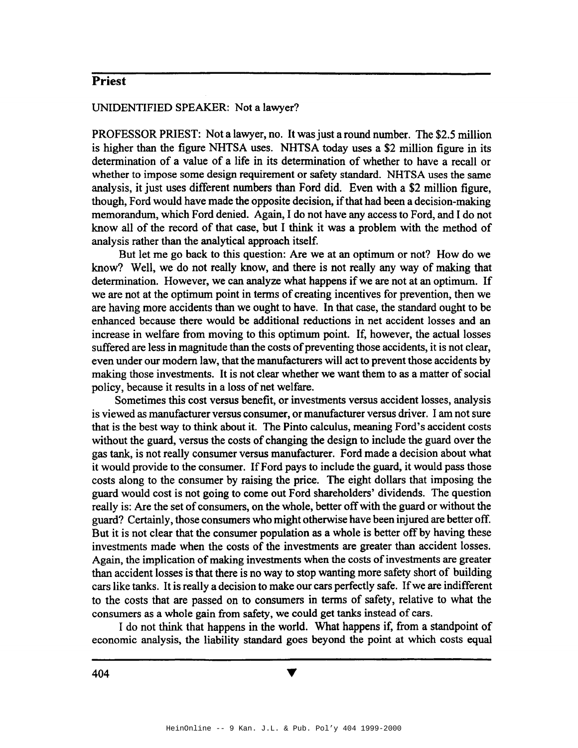UNIDENTIFIED SPEAKER: Not a lawyer?

PROFESSOR PRIEST: Not a lawyer, no. It was just a round number. The $2.5 million is higher than the figure NHTSA uses. NHTSA today uses a $2 million figure in its determination of a value of a life in its determination of whether to have a recall or whether to impose some design requirement or safety standard. NHTSA uses the same analysis, it just uses different numbers than Ford did. Even with a $2 million figure, though, Ford would have made the opposite decision, if that had been a decision-making memorandum, which Ford denied. Again, I do not have any access to Ford, and I do not know all of the record of that case, but I think it was a problem with the method of analysis rather than the analytical approach itself.

But let me go back to this question: Are we at an optimum or not? How do we know? Well, we do not really know, and there is not really any way of making that determination. However, we can analyze what happens if we are not at an optimum. If we are not at the optimum point in terms of creating incentives for prevention, then we are having more accidents than we ought to have. In that case, the standard ought to be enhanced because there would be additional reductions in net accident losses and an increase in welfare from moving to this optimum point. If, however, the actual losses suffered are less in magnitude than the costs of preventing those accidents, it is not clear, even under our modern law, that the manufacturers will act to prevent those accidents by making those investments. It is not clear whether we want them to as a matter of social policy, because it results in a loss of net welfare.

Sometimes this cost versus benefit, or investments versus accident losses, analysis is viewed as manufacturer versus consumer, or manufacturer versus driver. I am not sure that is the best way to think about it. The Pinto calculus, meaning Ford's accident costs without the guard, versus the costs of changing the design to include the guard over the gas tank, is not really consumer versus manufacturer. Ford made a decision about what it would provide to the consumer. If Ford pays to include the guard, it would pass those costs along to the consumer by raising the price. The eight dollars that imposing the guard would cost is not going to come out Ford shareholders' dividends. The question really is: Are the set of consumers, on the whole, better off with the guard or without the guard? Certainly, those consumers who might otherwise have been injured are better off. But it is not clear that the consumer population as a whole is better off by having these investments made when the costs of the investments are greater than accident losses. Again, the implication of making investments when the costs of investments are greater than accident losses is that there is no way to stop wanting more safety short of building cars like tanks. It is really a decision to make our cars perfectly safe. If we are indifferent to the costs that are passed on to consumers in terms of safety, relative to what the consumers as a whole gain from safety, we could get tanks instead of cars.

I do not think that happens in the world. What happens if, from a standpoint of economic analysis, the liability standard goes beyond the point at which costs equal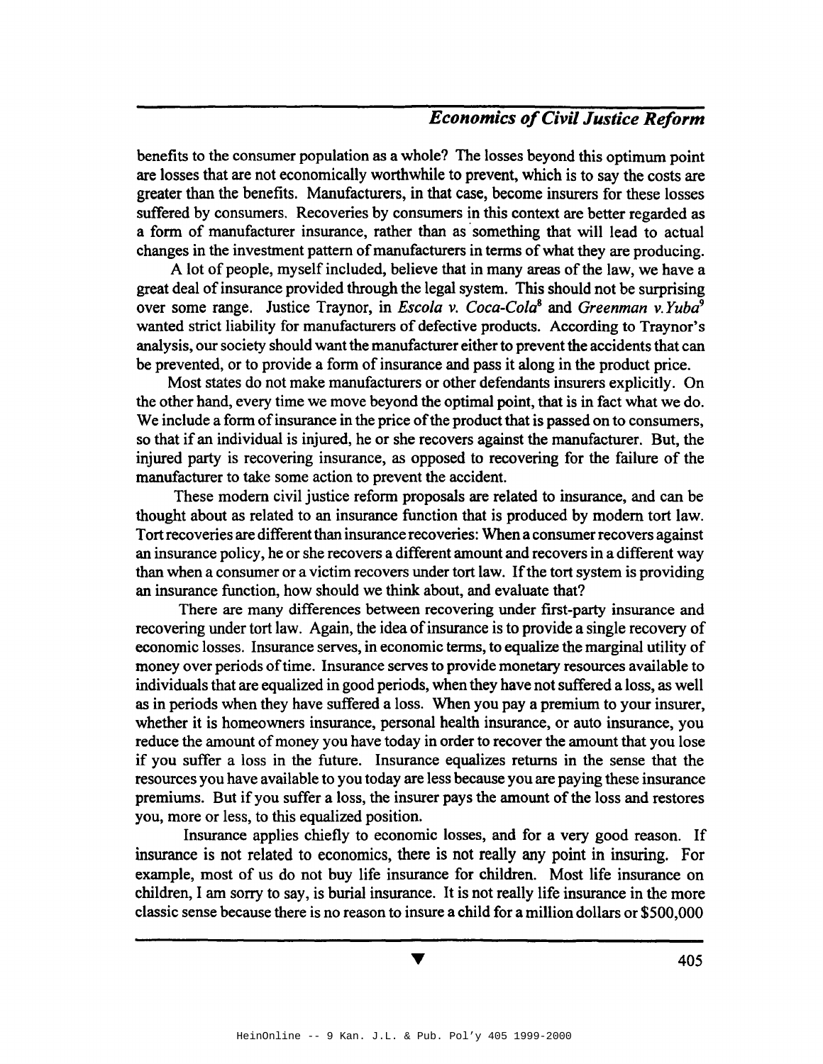benefits to the consumer population as a whole? The losses beyond this optimum point are losses that are not economically worthwhile to prevent, which is to say the costs are greater than the benefits. Manufacturers, in that case, become insurers for these losses suffered by consumers. Recoveries by consumers in this context are better regarded as a form of manufacturer insurance, rather than as something that will lead to actual changes in the investment pattern of manufacturers in terms of what they are producing.

A lot of people, myself included, believe that in many areas of the law, we have a great deal of insurance provided through the legal system. This should not be surprising over some range. Justice Traynor, in *Escola v. Coca-Cola*[8] and *Greenman v.Yuba*[9] wanted strict liability for manufacturers of defective products. According to Traynor's analysis, our society should want the manufacturer either to prevent the accidents that can be prevented, or to provide a form of insurance and pass it along in the product price.

Most states do not make manufacturers or other defendants insurers explicitly. On the other hand, every time we move beyond the optimal point, that is in fact what we do. We include a form of insurance in the price of the product that is passed on to consumers, so that if an individual is injured, he or she recovers against the manufacturer. But, the injured party is recovering insurance, as opposed to recovering for the failure of the manufacturer to take some action to prevent the accident.

These modern civil justice reform proposals are related to insurance, and can be thought about as related to an insurance function that is produced by modern tort law. Tort recoveries are different than insurance recoveries: When a consumer recovers against an insurance policy, he or she recovers a different amount and recovers in a different way than when a consumer or a victim recovers under tort law. If the tort system is providing an insurance function, how should we think about, and evaluate that?

There are many differences between recovering under first-party insurance and recovering under tort law. Again, the idea of insurance is to provide a single recovery of economic losses. Insurance serves, in economic terms, to equalize the marginal utility of money over periods of time. Insurance serves to provide monetary resources available to individuals that are equalized in good periods, when they have not suffered a loss, as well as in periods when they have suffered a loss. When you pay a premium to your insurer, whether it is homeowners insurance, personal health insurance, or auto insurance, you reduce the amount of money you have today in order to recover the amount that you lose if you suffer a loss in the future. Insurance equalizes returns in the sense that the resources you have available to you today are less because you are paying these insurance premiums. But if you suffer a loss, the insurer pays the amount of the loss and restores you, more or less, to this equalized position.

Insurance applies chiefly to economic losses, and for a very good reason. If insurance is not related to economics, there is not really any point in insuring. For example, most of us do not buy life insurance for children. Most life insurance on children, I am sorry to say, is burial insurance. It is not really life insurance in the more classic sense because there is no reason to insure a child for a million dollars or $500,000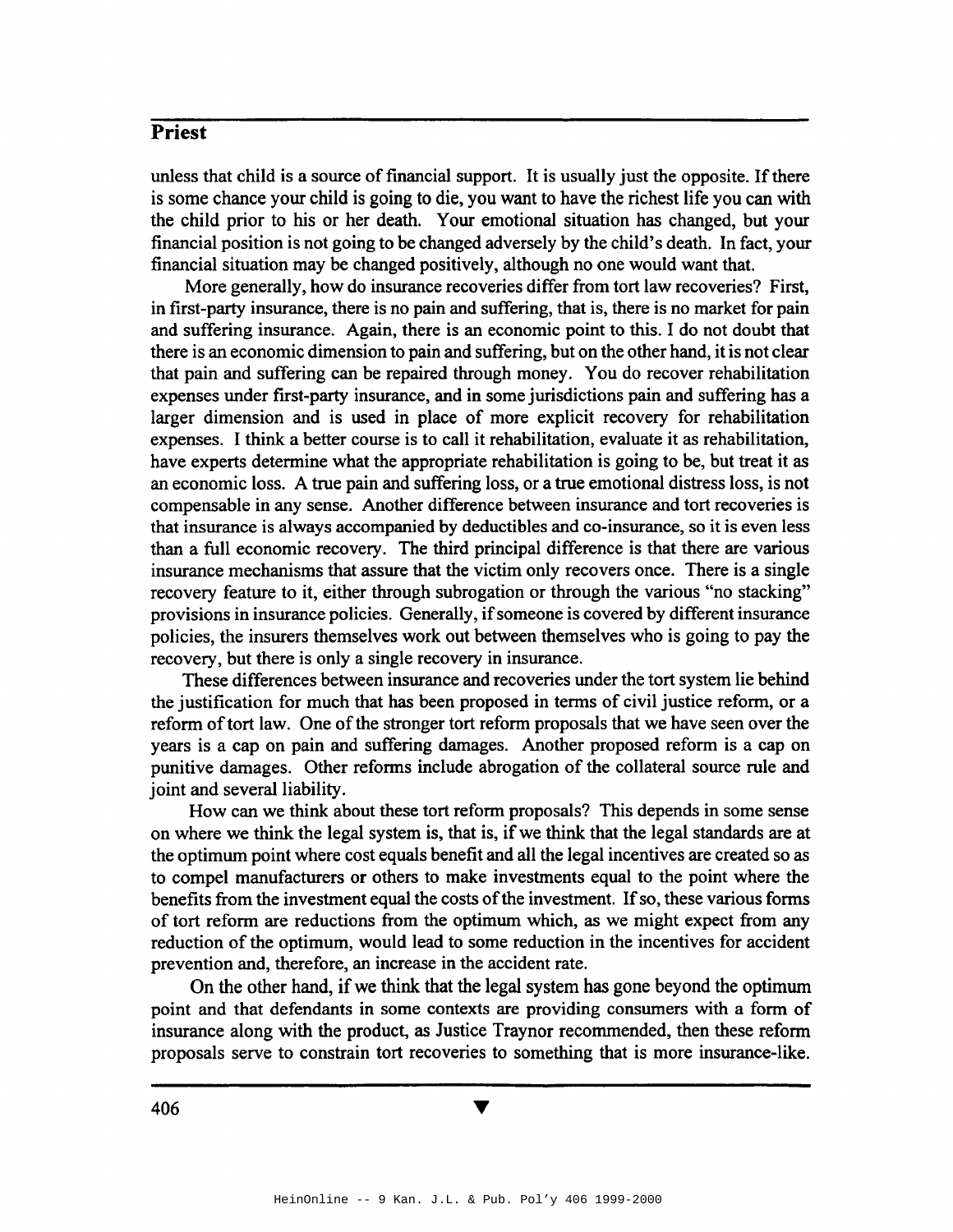unless that child is a source of financial support. It is usually just the opposite. If there is some chance your child is going to die, you want to have the richest life you can with the child prior to his or her death. Your emotional situation has changed, but your financial position is not going to be changed adversely by the child's death. In fact, your financial situation may be changed positively, although no one would want that.

More generally, how do insurance recoveries differ from tort law recoveries? First, in first-party insurance, there is no pain and suffering, that is, there is no market for pain and suffering insurance. Again, there is an economic point to this. I do not doubt that there is an economic dimension to pain and suffering, but on the other hand, it is not clear that pain and suffering can be repaired through money. You do recover rehabilitation expenses under first-party insurance, and in some jurisdictions pain and suffering has a larger dimension and is used in place of more explicit recovery for rehabilitation expenses. I think a better course is to call it rehabilitation, evaluate it as rehabilitation, have experts determine what the appropriate rehabilitation is going to be, but treat it as an economic loss. A true pain and suffering loss, or a true emotional distress loss, is not compensable in any sense. Another difference between insurance and tort recoveries is that insurance is always accompanied by deductibles and co-insurance, so it is even less than a full economic recovery. The third principal difference is that there are various insurance mechanisms that assure that the victim only recovers once. There is a single recovery feature to it, either through subrogation or through the various "no stacking" provisions in insurance policies. Generally, if someone is covered by different insurance policies, the insurers themselves work out between themselves who is going to pay the recovery, but there is only a single recovery in insurance.

These differences between insurance and recoveries under the tort system lie behind the justification for much that has been proposed in terms of civil justice reform, or a reform of tort law. One of the stronger tort reform proposals that we have seen over the years is a cap on pain and suffering damages. Another proposed reform is a cap on punitive damages. Other reforms include abrogation of the collateral source rule and joint and several liability.

How can we think about these tort reform proposals? This depends in some sense on where we think the legal system is, that is, if we think that the legal standards are at the optimum point where cost equals benefit and all the legal incentives are created so as to compel manufacturers or others to make investments equal to the point where the benefits from the investment equal the costs of the investment. If so, these various forms of tort reform are reductions from the optimum which, as we might expect from any reduction of the optimum, would lead to some reduction in the incentives for accident prevention and, therefore, an increase in the accident rate.

On the other hand, if we think that the legal system has gone beyond the optimum point and that defendants in some contexts are providing consumers with a form of insurance along with the product, as Justice Traynor recommended, then these reform proposals serve to constrain tort recoveries to something that is more insurance-like.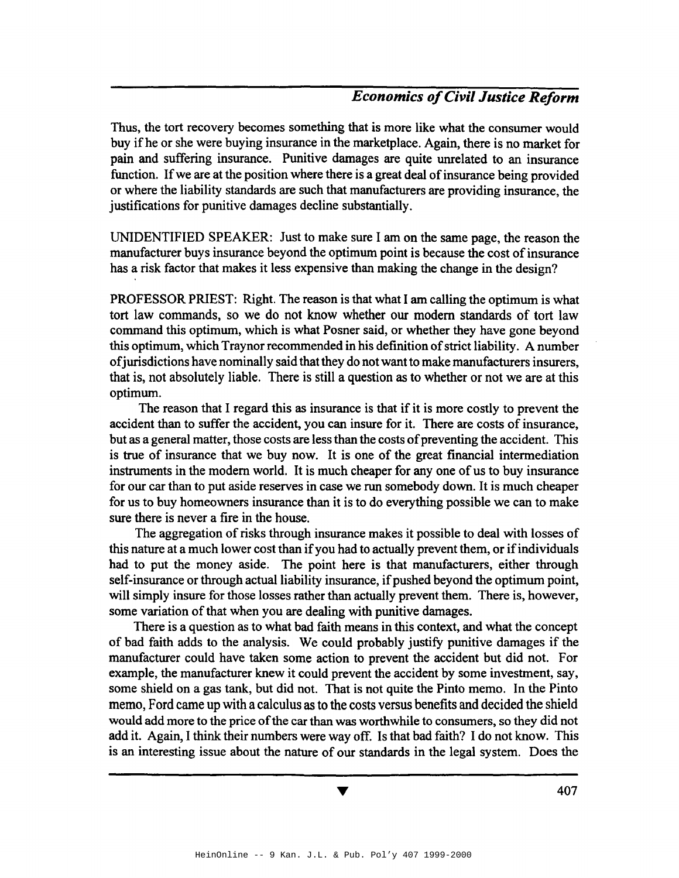Thus, the tort recovery becomes something that is more like what the consumer would buy if he or she were buying insurance in the marketplace. Again, there is no market for pain and suffering insurance. Punitive damages are quite unrelated to an insurance function. If we are at the position where there is a great deal of insurance being provided or where the liability standards are such that manufacturers are providing insurance, the justifications for punitive damages decline substantially.

UNIDENTIFIED SPEAKER: Just to make sure I am on the same page, the reason the manufacturer buys insurance beyond the optimum point is because the cost of insurance has a risk factor that makes it less expensive than making the change in the design?

PROFESSOR PRIEST: Right. The reason is that what I am calling the optimum is what tort law commands, so we do not know whether our modern standards of tort law command this optimum, which is what Posner said, or whether they have gone beyond this optimum, which Traynor recommended in his definition of strict liability. A number of jurisdictions have nominally said that they do not want to make manufacturers insurers, that is, not absolutely liable. There is still a question as to whether or not we are at this optimum.

The reason that I regard this as insurance is that if it is more costly to prevent the accident than to suffer the accident, you can insure for it. There are costs of insurance, but as a general matter, those costs are less than the costs of preventing the accident. This is true of insurance that we buy now. It is one of the great financial intermediation instruments in the modern world. It is much cheaper for any one of us to buy insurance for our car than to put aside reserves in case we run somebody down. It is much cheaper for us to buy homeowners insurance than it is to do everything possible we can to make sure there is never a fire in the house.

The aggregation of risks through insurance makes it possible to deal with losses of this nature at a much lower cost than if you had to actually prevent them, or if individuals had to put the money aside. The point here is that manufacturers, either through self-insurance or through actual liability insurance, if pushed beyond the optimum point, will simply insure for those losses rather than actually prevent them. There is, however, some variation of that when you are dealing with punitive damages.

There is a question as to what bad faith means in this context, and what the concept of bad faith adds to the analysis. We could probably justify punitive damages if the manufacturer could have taken some action to prevent the accident but did not. For example, the manufacturer knew it could prevent the accident by some investment, say, some shield on a gas tank, but did not. That is not quite the Pinto memo. In the Pinto memo, Ford came up with a calculus as to the costs versus benefits and decided the shield would add more to the price of the car than was worthwhile to consumers, so they did not add it. Again, I think their numbers were way off. Is that bad faith? I do not know. This is an interesting issue about the nature of our standards in the legal system. Does the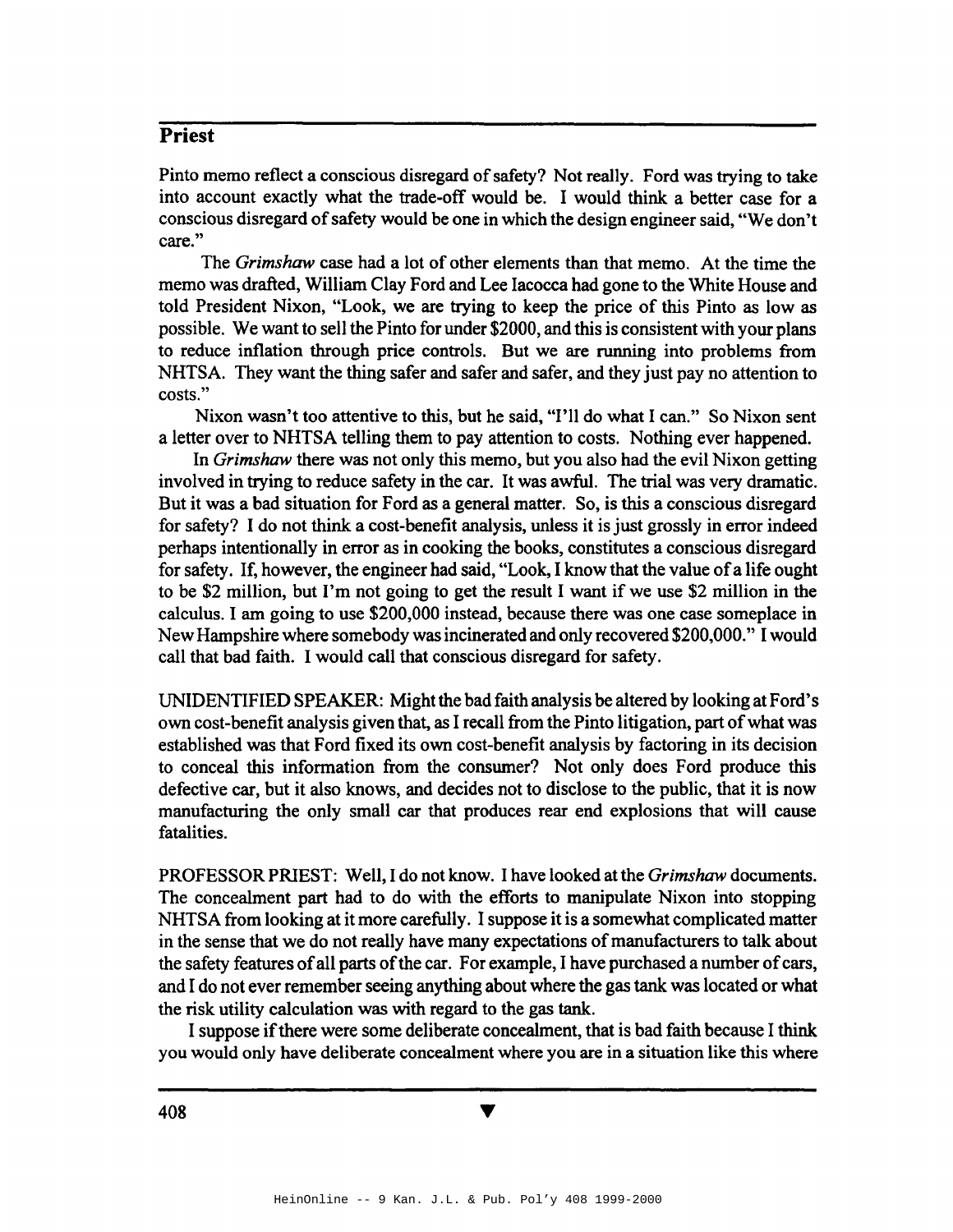Pinto memo reflect a conscious disregard of safety? Not really. Ford was trying to take into account exactly what the trade-off would be. I would think a better case for a conscious disregard of safety would be one in which the design engineer said, "We don't care."

The *Grimshaw* case had a lot of other elements than that memo. At the time the memo was drafted, William Clay Ford and Lee Iacocca had gone to the White House and told President Nixon, "Look, we are trying to keep the price of this Pinto as low as possible. We want to sell the Pinto for under $2000, and this is consistent with your plans to reduce inflation through price controls. But we are running into problems from NHTSA. They want the thing safer and safer and safer, and they just pay no attention to costs."

Nixon wasn't too attentive to this, but he said, "I'll do what I can." So Nixon sent a letter over to NHTSA telling them to pay attention to costs. Nothing ever happened.

In *Grimshaw* there was not only this memo, but you also had the evil Nixon getting involved in trying to reduce safety in the car. It was awful. The trial was very dramatic. But it was a bad situation for Ford as a general matter. So, is this a conscious disregard for safety? I do not think a cost-benefit analysis, unless it is just grossly in error indeed perhaps intentionally in error as in cooking the books, constitutes a conscious disregard for safety. If, however, the engineer had said, "Look, I know that the value of a life ought to be $2 million, but I'm not going to get the result I want if we use $2 million in the calculus. I am going to use $200,000 instead, because there was one case someplace in New Hampshire where somebody was incinerated and only recovered $200,000." I would call that bad faith. I would call that conscious disregard for safety.

UNIDENTIFIED SPEAKER: Might the bad faith analysis be altered by looking at Ford's own cost-benefit analysis given that, as I recall from the Pinto litigation, part of what was established was that Ford fixed its own cost-benefit analysis by factoring in its decision to conceal this information from the consumer? Not only does Ford produce this defective car, but it also knows, and decides not to disclose to the public, that it is now manufacturing the only small car that produces rear end explosions that will cause fatalities.

PROFESSOR PRIEST: Well, I do not know. I have looked at the *Grimshaw* documents. The concealment part had to do with the efforts to manipulate Nixon into stopping NHTSA from looking at it more carefully. I suppose it is a somewhat complicated matter in the sense that we do not really have many expectations of manufacturers to talk about the safety features of all parts of the car. For example, I have purchased a number of cars, and I do not ever remember seeing anything about where the gas tank was located or what the risk utility calculation was with regard to the gas tank.

I suppose if there were some deliberate concealment, that is bad faith because I think you would only have deliberate concealment where you are in a situation like this where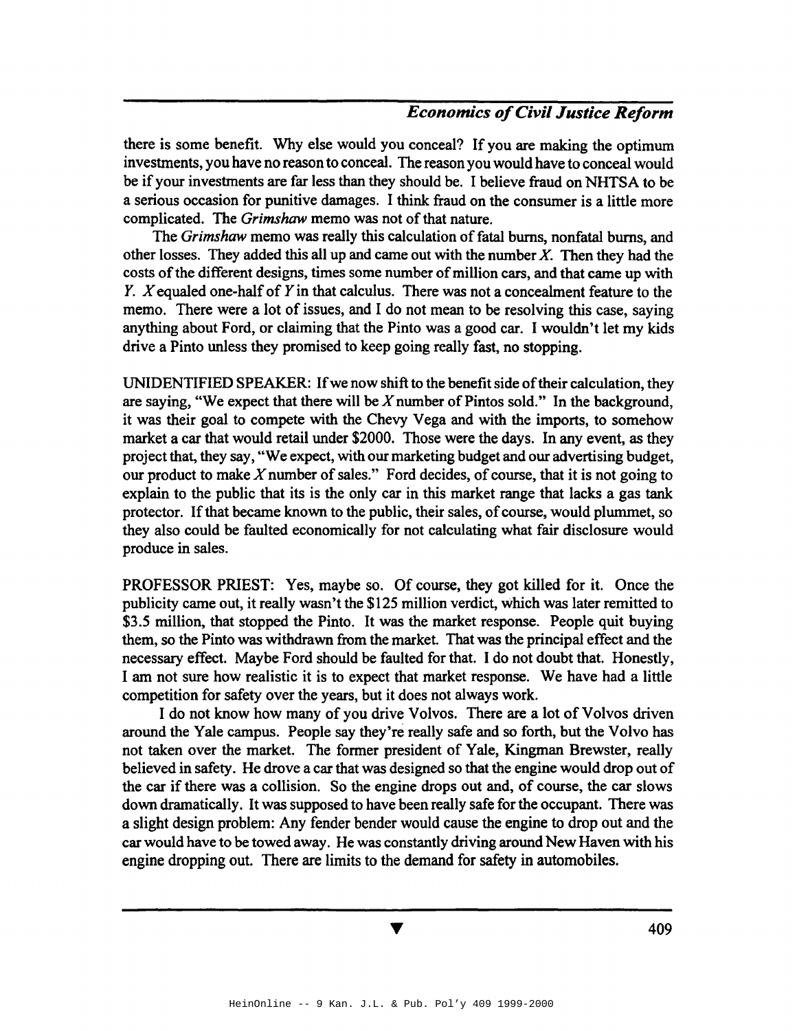there is some benefit. Why else would you conceal? If you are making the optimum investments, you have no reason to conceal. The reason you would have to conceal would be if your investments are far less than they should be. I believe fraud on NHTSA to be a serious occasion for punitive damages. I think fraud on the consumer is a little more complicated. The *Grimshaw* memo was not of that nature.

The *Grimshaw* memo was really this calculation of fatal burns, nonfatal burns, and other losses. They added this all up and came out with the number $X$. Then they had the costs of the different designs, times some number of million cars, and that came up with $Y$. $X$ equaled one-half of $Y$ in that calculus. There was not a concealment feature to the memo. There were a lot of issues, and I do not mean to be resolving this case, saying anything about Ford, or claiming that the Pinto was a good car. I wouldn't let my kids drive a Pinto unless they promised to keep going really fast, no stopping.

UNIDENTIFIED SPEAKER: If we now shift to the benefit side of their calculation, they are saying, "We expect that there will be $X$ number of Pintos sold." In the background, it was their goal to compete with the Chevy Vega and with the imports, to somehow market a car that would retail under $2000. Those were the days. In any event, as they project that, they say, "We expect, with our marketing budget and our advertising budget, our product to make $X$ number of sales." Ford decides, of course, that it is not going to explain to the public that its is the only car in this market range that lacks a gas tank protector. If that became known to the public, their sales, of course, would plummet, so they also could be faulted economically for not calculating what fair disclosure would produce in sales.

PROFESSOR PRIEST: Yes, maybe so. Of course, they got killed for it. Once the publicity came out, it really wasn't the $125 million verdict, which was later remitted to $3.5 million, that stopped the Pinto. It was the market response. People quit buying them, so the Pinto was withdrawn from the market. That was the principal effect and the necessary effect. Maybe Ford should be faulted for that. I do not doubt that. Honestly, I am not sure how realistic it is to expect that market response. We have had a little competition for safety over the years, but it does not always work.

I do not know how many of you drive Volvos. There are a lot of Volvos driven around the Yale campus. People say they're really safe and so forth, but the Volvo has not taken over the market. The former president of Yale, Kingman Brewster, really believed in safety. He drove a car that was designed so that the engine would drop out of the car if there was a collision. So the engine drops out and, of course, the car slows down dramatically. It was supposed to have been really safe for the occupant. There was a slight design problem: Any fender bender would cause the engine to drop out and the car would have to be towed away. He was constantly driving around New Haven with his engine dropping out. There are limits to the demand for safety in automobiles.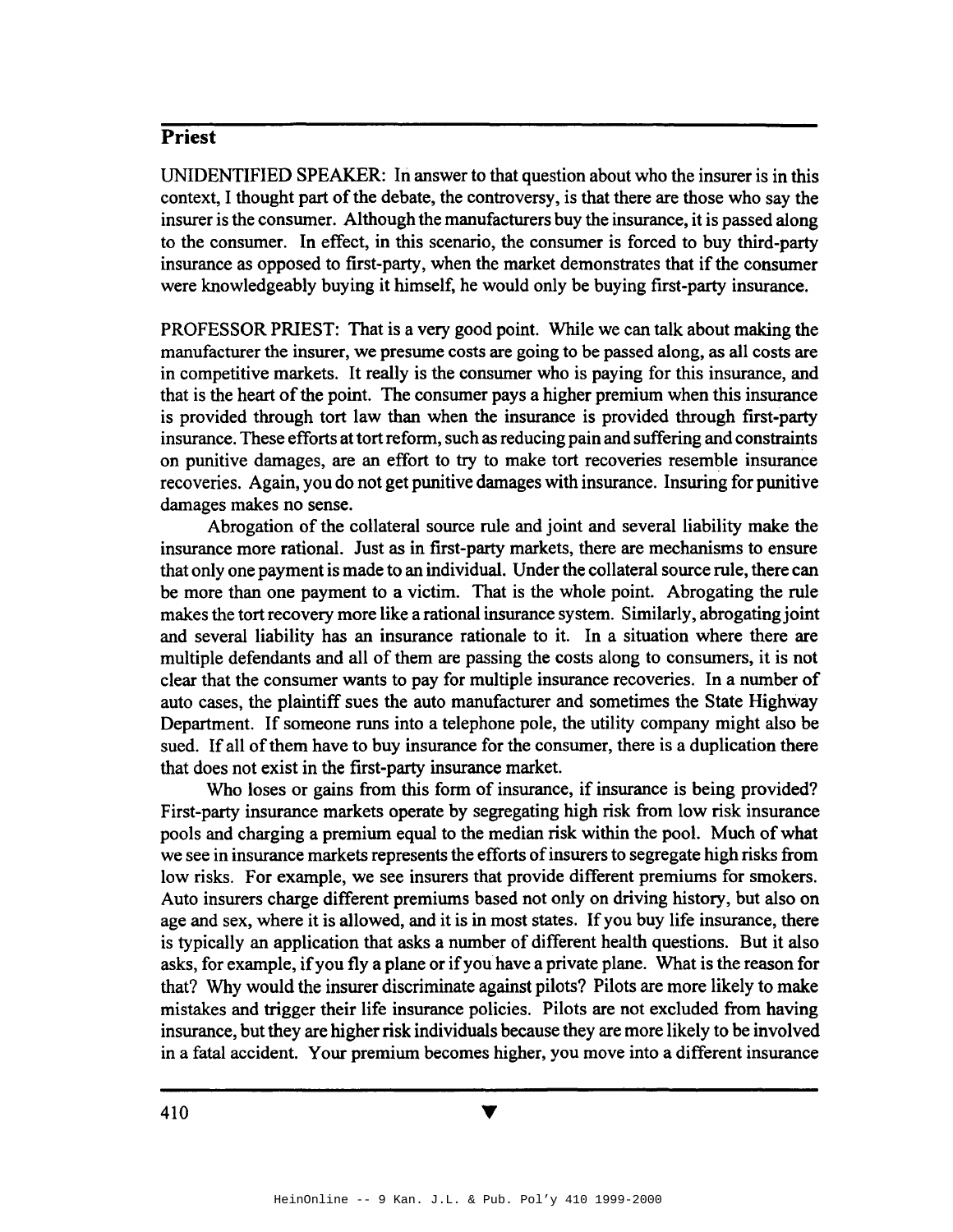UNIDENTIFIED SPEAKER: In answer to that question about who the insurer is in this context, I thought part of the debate, the controversy, is that there are those who say the insurer is the consumer. Although the manufacturers buy the insurance, it is passed along to the consumer. In effect, in this scenario, the consumer is forced to buy third-party insurance as opposed to first-party, when the market demonstrates that if the consumer were knowledgeably buying it himself, he would only be buying first-party insurance.

PROFESSOR PRIEST: That is a very good point. While we can talk about making the manufacturer the insurer, we presume costs are going to be passed along, as all costs are in competitive markets. It really is the consumer who is paying for this insurance, and that is the heart of the point. The consumer pays a higher premium when this insurance is provided through tort law than when the insurance is provided through first-party insurance. These efforts at tort reform, such as reducing pain and suffering and constraints on punitive damages, are an effort to try to make tort recoveries resemble insurance recoveries. Again, you do not get punitive damages with insurance. Insuring for punitive damages makes no sense.

Abrogation of the collateral source rule and joint and several liability make the insurance more rational. Just as in first-party markets, there are mechanisms to ensure that only one payment is made to an individual. Under the collateral source rule, there can be more than one payment to a victim. That is the whole point. Abrogating the rule makes the tort recovery more like a rational insurance system. Similarly, abrogating joint and several liability has an insurance rationale to it. In a situation where there are multiple defendants and all of them are passing the costs along to consumers, it is not clear that the consumer wants to pay for multiple insurance recoveries. In a number of auto cases, the plaintiff sues the auto manufacturer and sometimes the State Highway Department. If someone runs into a telephone pole, the utility company might also be sued. If all of them have to buy insurance for the consumer, there is a duplication there that does not exist in the first-party insurance market.

Who loses or gains from this form of insurance, if insurance is being provided? First-party insurance markets operate by segregating high risk from low risk insurance pools and charging a premium equal to the median risk within the pool. Much of what we see in insurance markets represents the efforts of insurers to segregate high risks from low risks. For example, we see insurers that provide different premiums for smokers. Auto insurers charge different premiums based not only on driving history, but also on age and sex, where it is allowed, and it is in most states. If you buy life insurance, there is typically an application that asks a number of different health questions. But it also asks, for example, if you fly a plane or if you have a private plane. What is the reason for that? Why would the insurer discriminate against pilots? Pilots are more likely to make mistakes and trigger their life insurance policies. Pilots are not excluded from having insurance, but they are higher risk individuals because they are more likely to be involved in a fatal accident. Your premium becomes higher, you move into a different insurance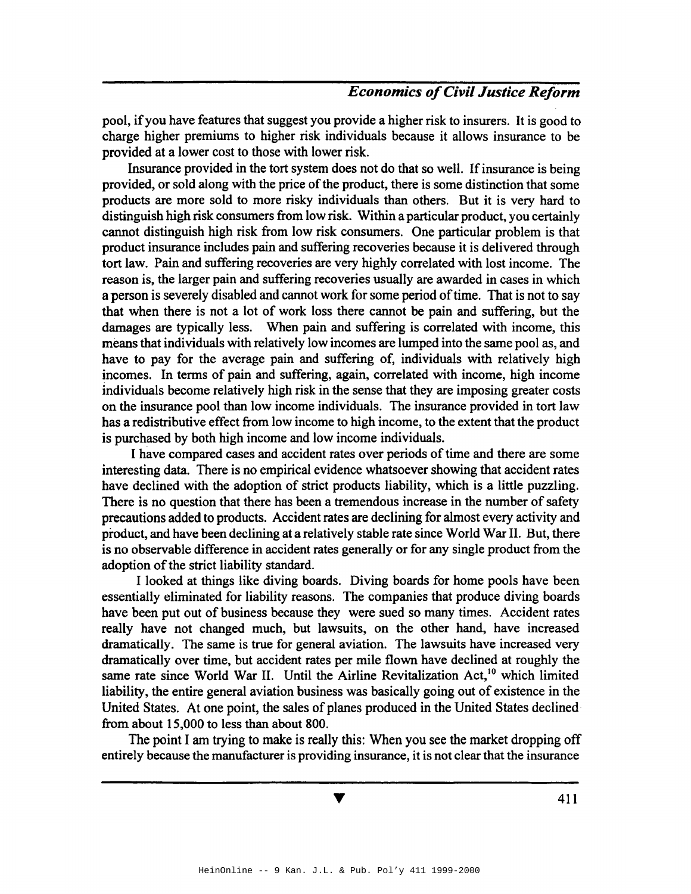pool, if you have features that suggest you provide a higher risk to insurers. It is good to charge higher premiums to higher risk individuals because it allows insurance to be provided at a lower cost to those with lower risk.

Insurance provided in the tort system does not do that so well. If insurance is being provided, or sold along with the price of the product, there is some distinction that some products are more sold to more risky individuals than others. But it is very hard to distinguish high risk consumers from low risk. Within a particular product, you certainly cannot distinguish high risk from low risk consumers. One particular problem is that product insurance includes pain and suffering recoveries because it is delivered through tort law. Pain and suffering recoveries are very highly correlated with lost income. The reason is, the larger pain and suffering recoveries usually are awarded in cases in which a person is severely disabled and cannot work for some period of time. That is not to say that when there is not a lot of work loss there cannot be pain and suffering, but the damages are typically less. When pain and suffering is correlated with income, this means that individuals with relatively low incomes are lumped into the same pool as, and have to pay for the average pain and suffering of, individuals with relatively high incomes. In terms of pain and suffering, again, correlated with income, high income individuals become relatively high risk in the sense that they are imposing greater costs on the insurance pool than low income individuals. The insurance provided in tort law has a redistributive effect from low income to high income, to the extent that the product is purchased by both high income and low income individuals.

I have compared cases and accident rates over periods of time and there are some interesting data. There is no empirical evidence whatsoever showing that accident rates have declined with the adoption of strict products liability, which is a little puzzling. There is no question that there has been a tremendous increase in the number of safety precautions added to products. Accident rates are declining for almost every activity and product, and have been declining at a relatively stable rate since World War II. But, there is no observable difference in accident rates generally or for any single product from the adoption of the strict liability standard.

I looked at things like diving boards. Diving boards for home pools have been essentially eliminated for liability reasons. The companies that produce diving boards have been put out of business because they were sued so many times. Accident rates really have not changed much, but lawsuits, on the other hand, have increased dramatically. The same is true for general aviation. The lawsuits have increased very dramatically over time, but accident rates per mile flown have declined at roughly the same rate since World War II. Until the Airline Revitalization Act,[10] which limited liability, the entire general aviation business was basically going out of existence in the United States. At one point, the sales of planes produced in the United States declined from about 15,000 to less than about 800.

The point I am trying to make is really this: When you see the market dropping off entirely because the manufacturer is providing insurance, it is not clear that the insurance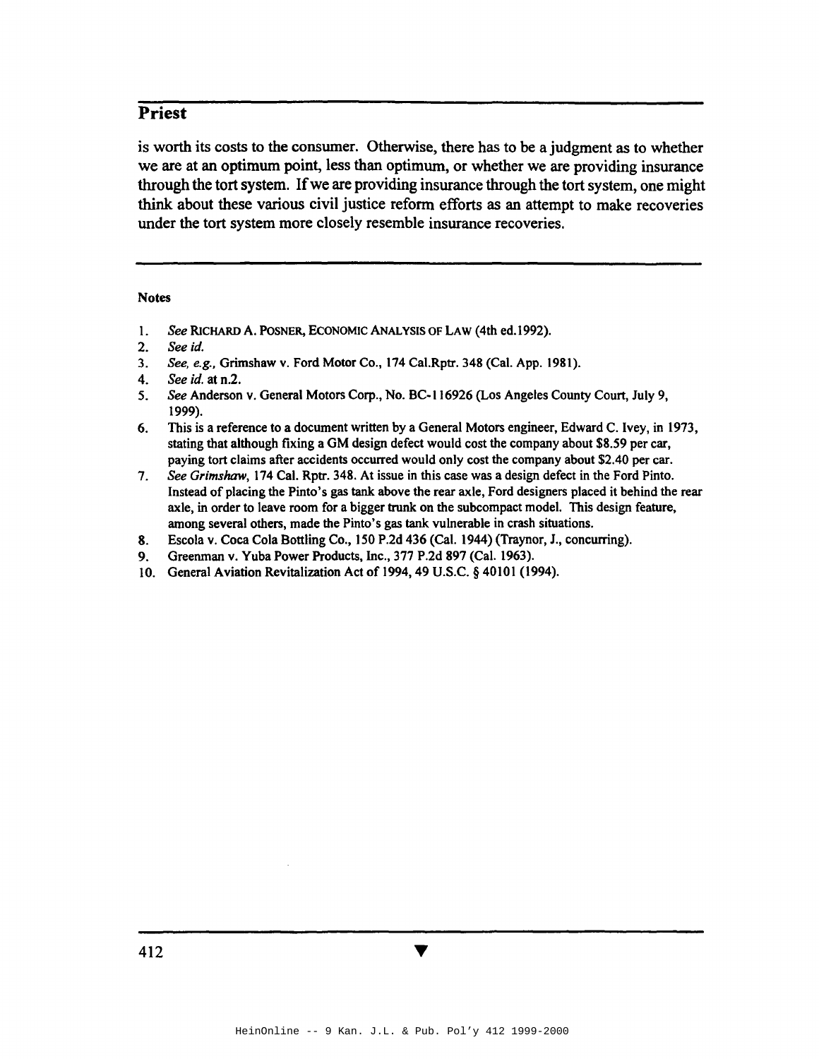is worth its costs to the consumer. Otherwise, there has to be a judgment as to whether we are at an optimum point, less than optimum, or whether we are providing insurance through the tort system. If we are providing insurance through the tort system, one might think about these various civil justice reform efforts as an attempt to make recoveries under the tort system more closely resemble insurance recoveries.

---

**Notes**

1. *See* RICHARD A. POSNER, ECONOMIC ANALYSIS OF LAW (4th ed.1992).
2. *See id.*
3. *See, e.g.*, Grimshaw v. Ford Motor Co., 174 Cal.Rptr. 348 (Cal. App. 1981).
4. *See id.* at n.2.
5. *See* Anderson v. General Motors Corp., No. BC-116926 (Los Angeles County Court, July 9, 1999).
6. This is a reference to a document written by a General Motors engineer, Edward C. Ivey, in 1973, stating that although fixing a GM design defect would cost the company about $8.59 per car, paying tort claims after accidents occurred would only cost the company about $2.40 per car.
7. *See Grimshaw*, 174 Cal. Rptr. 348. At issue in this case was a design defect in the Ford Pinto. Instead of placing the Pinto's gas tank above the rear axle, Ford designers placed it behind the rear axle, in order to leave room for a bigger trunk on the subcompact model. This design feature, among several others, made the Pinto's gas tank vulnerable in crash situations.
8. Escola v. Coca Cola Bottling Co., 150 P.2d 436 (Cal. 1944) (Traynor, J., concurring).
9. Greenman v. Yuba Power Products, Inc., 377 P.2d 897 (Cal. 1963).
10. General Aviation Revitalization Act of 1994, 49 U.S.C. § 40101 (1994).